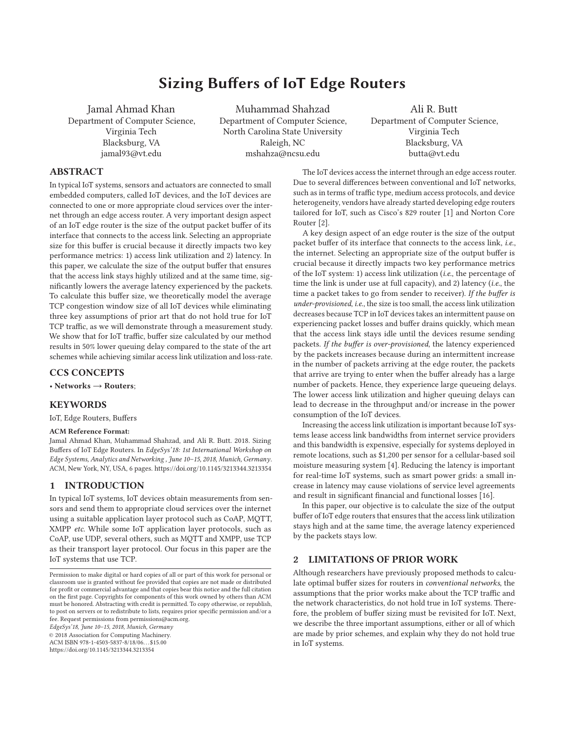# Sizing Buffers of IoT Edge Routers

Jamal Ahmad Khan
Department of Computer Science,
Virginia Tech
Blacksburg, VA
jamal93@vt.edu

Muhammad Shahzad
Department of Computer Science,
North Carolina State University
Raleigh, NC
mshahza@ncsu.edu

Ali R. Butt
Department of Computer Science,
Virginia Tech
Blacksburg, VA
butta@vt.edu

## ABSTRACT

In typical IoT systems, sensors and actuators are connected to small embedded computers, called IoT devices, and the IoT devices are connected to one or more appropriate cloud services over the internet through an edge access router. A very important design aspect of an IoT edge router is the size of the output packet buffer of its interface that connects to the access link. Selecting an appropriate size for this buffer is crucial because it directly impacts two key performance metrics: 1) access link utilization and 2) latency. In this paper, we calculate the size of the output buffer that ensures that the access link stays highly utilized and at the same time, significantly lowers the average latency experienced by the packets. To calculate this buffer size, we theoretically model the average TCP congestion window size of all IoT devices while eliminating three key assumptions of prior art that do not hold true for IoT TCP traffic, as we will demonstrate through a measurement study. We show that for IoT traffic, buffer size calculated by our method results in 50% lower queuing delay compared to the state of the art schemes while achieving similar access link utilization and loss-rate.

## CCS CONCEPTS

• **Networks → Routers**;

## KEYWORDS

IoT, Edge Routers, Buffers

**ACM Reference Format:**
Jamal Ahmad Khan, Muhammad Shahzad, and Ali R. Butt. 2018. Sizing Buffers of IoT Edge Routers. In *EdgeSys'18: 1st International Workshop on Edge Systems, Analytics and Networking , June 10–15, 2018, Munich, Germany*. ACM, New York, NY, USA, 6 pages. https://doi.org/10.1145/3213344.3213354

## 1 INTRODUCTION

In typical IoT systems, IoT devices obtain measurements from sensors and send them to appropriate cloud services over the internet using a suitable application layer protocol such as CoAP, MQTT, XMPP *etc.* While some IoT application layer protocols, such as CoAP, use UDP, several others, such as MQTT and XMPP, use TCP as their transport layer protocol. Our focus in this paper are the IoT systems that use TCP.

Permission to make digital or hard copies of all or part of this work for personal or classroom use is granted without fee provided that copies are not made or distributed for profit or commercial advantage and that copies bear this notice and the full citation on the first page. Copyrights for components of this work owned by others than ACM must be honored. Abstracting with credit is permitted. To copy otherwise, or republish, to post on servers or to redistribute to lists, requires prior specific permission and/or a fee. Request permissions from permissions@acm.org.
*EdgeSys'18, June 10–15, 2018, Munich, Germany*
© 2018 Association for Computing Machinery.
ACM ISBN 978-1-4503-5837-8/18/06...$15.00
https://doi.org/10.1145/3213344.3213354

The IoT devices access the internet through an edge access router. Due to several differences between conventional and IoT networks, such as in terms of traffic type, medium access protocols, and device heterogeneity, vendors have already started developing edge routers tailored for IoT, such as Cisco's 829 router [1] and Norton Core Router [2].

A key design aspect of an edge router is the size of the output packet buffer of its interface that connects to the access link, *i.e.*, the internet. Selecting an appropriate size of the output buffer is crucial because it directly impacts two key performance metrics of the IoT system: 1) access link utilization (*i.e.*, the percentage of time the link is under use at full capacity), and 2) latency (*i.e.*, the time a packet takes to go from sender to receiver). *If the buffer is under-provisioned*, *i.e.*, the size is too small, the access link utilization decreases because TCP in IoT devices takes an intermittent pause on experiencing packet losses and buffer drains quickly, which mean that the access link stays idle until the devices resume sending packets. *If the buffer is over-provisioned*, the latency experienced by the packets increases because during an intermittent increase in the number of packets arriving at the edge router, the packets that arrive are trying to enter when the buffer already has a large number of packets. Hence, they experience large queueing delays. The lower access link utilization and higher queuing delays can lead to decrease in the throughput and/or increase in the power consumption of the IoT devices.

Increasing the access link utilization is important because IoT systems lease access link bandwidths from internet service providers and this bandwidth is expensive, especially for systems deployed in remote locations, such as $1,200 per sensor for a cellular-based soil moisture measuring system [4]. Reducing the latency is important for real-time IoT systems, such as smart power grids: a small increase in latency may cause violations of service level agreements and result in significant financial and functional losses [16].

In this paper, our objective is to calculate the size of the output buffer of IoT edge routers that ensures that the access link utilization stays high and at the same time, the average latency experienced by the packets stays low.

## 2 LIMITATIONS OF PRIOR WORK

Although researchers have previously proposed methods to calculate optimal buffer sizes for routers in *conventional networks*, the assumptions that the prior works make about the TCP traffic and the network characteristics, do not hold true in IoT systems. Therefore, the problem of buffer sizing must be revisited for IoT. Next, we describe the three important assumptions, either or all of which are made by prior schemes, and explain why they do not hold true in IoT systems.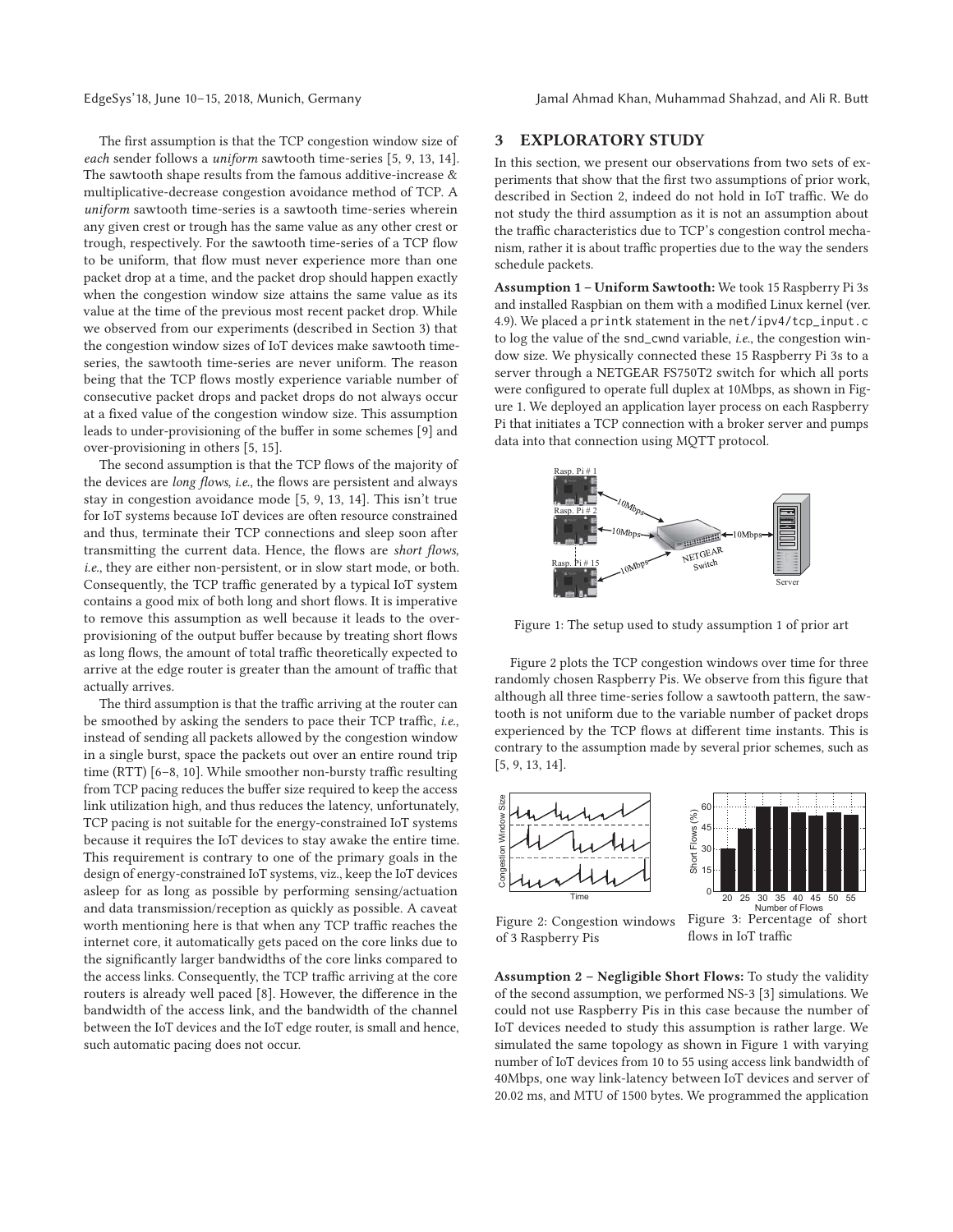The first assumption is that the TCP congestion window size of *each* sender follows a *uniform* sawtooth time-series [5, 9, 13, 14]. The sawtooth shape results from the famous additive-increase & multiplicative-decrease congestion avoidance method of TCP. A *uniform* sawtooth time-series is a sawtooth time-series wherein any given crest or trough has the same value as any other crest or trough, respectively. For the sawtooth time-series of a TCP flow to be uniform, that flow must never experience more than one packet drop at a time, and the packet drop should happen exactly when the congestion window size attains the same value as its value at the time of the previous most recent packet drop. While we observed from our experiments (described in Section 3) that the congestion window sizes of IoT devices make sawtooth time-series, the sawtooth time-series are never uniform. The reason being that the TCP flows mostly experience variable number of consecutive packet drops and packet drops do not always occur at a fixed value of the congestion window size. This assumption leads to under-provisioning of the buffer in some schemes [9] and over-provisioning in others [5, 15].

The second assumption is that the TCP flows of the majority of the devices are *long flows*, *i.e.*, the flows are persistent and always stay in congestion avoidance mode [5, 9, 13, 14]. This isn't true for IoT systems because IoT devices are often resource constrained and thus, terminate their TCP connections and sleep soon after transmitting the current data. Hence, the flows are *short flows*, *i.e.*, they are either non-persistent, or in slow start mode, or both. Consequently, the TCP traffic generated by a typical IoT system contains a good mix of both long and short flows. It is imperative to remove this assumption as well because it leads to the over-provisioning of the output buffer because by treating short flows as long flows, the amount of total traffic theoretically expected to arrive at the edge router is greater than the amount of traffic that actually arrives.

The third assumption is that the traffic arriving at the router can be smoothed by asking the senders to pace their TCP traffic, *i.e.*, instead of sending all packets allowed by the congestion window in a single burst, space the packets out over an entire round trip time (RTT) [6–8, 10]. While smoother non-bursty traffic resulting from TCP pacing reduces the buffer size required to keep the access link utilization high, and thus reduces the latency, unfortunately, TCP pacing is not suitable for the energy-constrained IoT systems because it requires the IoT devices to stay awake the entire time. This requirement is contrary to one of the primary goals in the design of energy-constrained IoT systems, viz., keep the IoT devices asleep for as long as possible by performing sensing/actuation and data transmission/reception as quickly as possible. A caveat worth mentioning here is that when any TCP traffic reaches the internet core, it automatically gets paced on the core links due to the significantly larger bandwidths of the core links compared to the access links. Consequently, the TCP traffic arriving at the core routers is already well paced [8]. However, the difference in the bandwidth of the access link, and the bandwidth of the channel between the IoT devices and the IoT edge router, is small and hence, such automatic pacing does not occur.

## 3 EXPLORATORY STUDY

In this section, we present our observations from two sets of experiments that show that the first two assumptions of prior work, described in Section 2, indeed do not hold in IoT traffic. We do not study the third assumption as it is not an assumption about the traffic characteristics due to TCP's congestion control mechanism, rather it is about traffic properties due to the way the senders schedule packets.

**Assumption 1 – Uniform Sawtooth:** We took 15 Raspberry Pi 3s and installed Raspbian on them with a modified Linux kernel (ver. 4.9). We placed a `printk` statement in the `net/ipv4/tcp_input.c` to log the value of the `snd_cwnd` variable, *i.e.*, the congestion window size. We physically connected these 15 Raspberry Pi 3s to a server through a NETGEAR FS750T2 switch for which all ports were configured to operate full duplex at 10Mbps, as shown in Figure 1. We deployed an application layer process on each Raspberry Pi that initiates a TCP connection with a broker server and pumps data into that connection using MQTT protocol.

Rasp. Pi # 1
Rasp. Pi # 2
Rasp. Pi # 15
10Mbps
10Mbps
10Mbps
NETGEAR Switch
10Mbps
Server

Figure 1: The setup used to study assumption 1 of prior art

Figure 2 plots the TCP congestion windows over time for three randomly chosen Raspberry Pis. We observe from this figure that although all three time-series follow a sawtooth pattern, the sawtooth is not uniform due to the variable number of packet drops experienced by the TCP flows at different time instants. This is contrary to the assumption made by several prior schemes, such as [5, 9, 13, 14].

Congestion Window Size
Time

Figure 2: Congestion windows of 3 Raspberry Pis

Short Flows (%)
0
15
30
45
60
20 25 30 35 40 45 50 55
Number of Flows

Figure 3: Percentage of short flows in IoT traffic

**Assumption 2 – Negligible Short Flows:** To study the validity of the second assumption, we performed NS-3 [3] simulations. We could not use Raspberry Pis in this case because the number of IoT devices needed to study this assumption is rather large. We simulated the same topology as shown in Figure 1 with varying number of IoT devices from 10 to 55 using access link bandwidth of 40Mbps, one way link-latency between IoT devices and server of 20.02 ms, and MTU of 1500 bytes. We programmed the application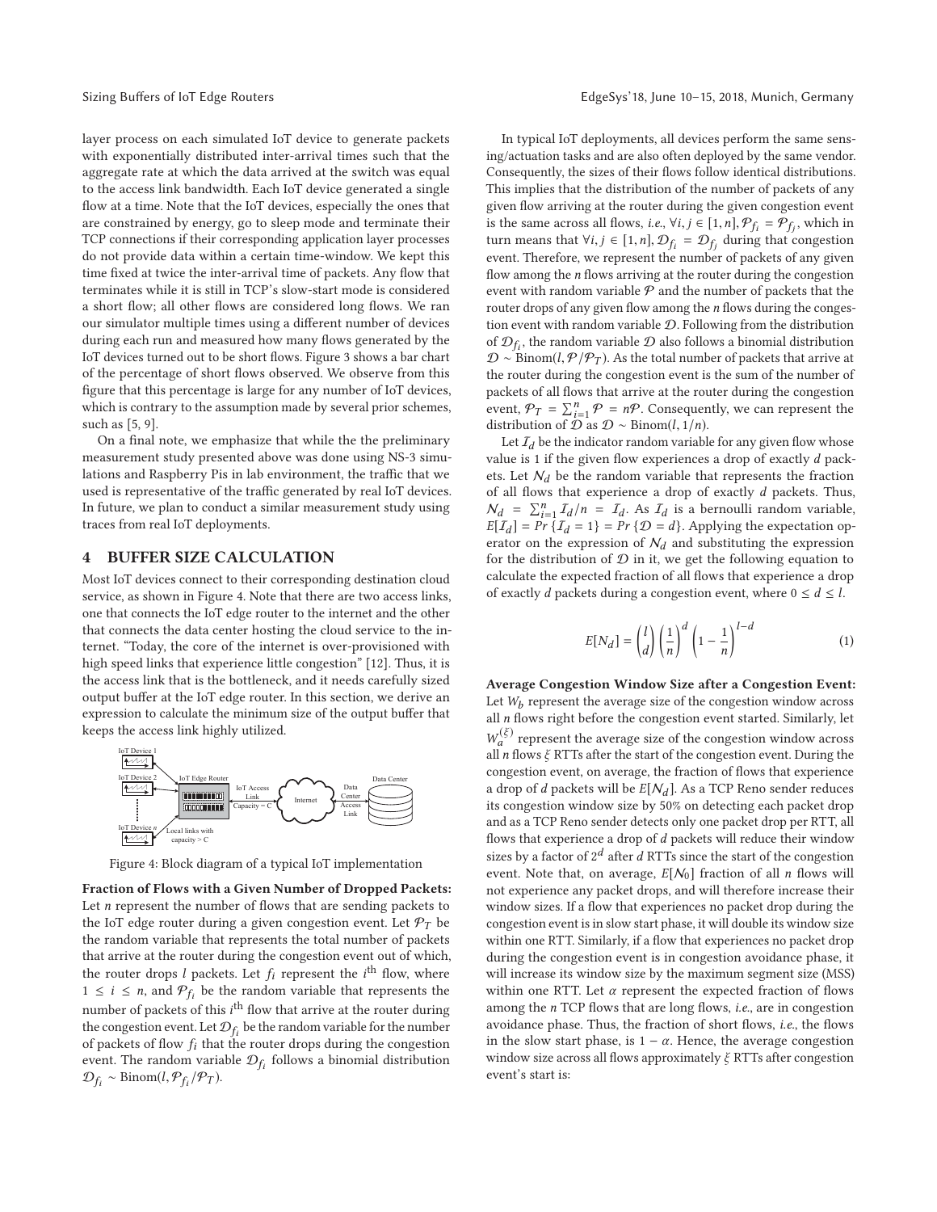layer process on each simulated IoT device to generate packets with exponentially distributed inter-arrival times such that the aggregate rate at which the data arrived at the switch was equal to the access link bandwidth. Each IoT device generated a single flow at a time. Note that the IoT devices, especially the ones that are constrained by energy, go to sleep mode and terminate their TCP connections if their corresponding application layer processes do not provide data within a certain time-window. We kept this time fixed at twice the inter-arrival time of packets. Any flow that terminates while it is still in TCP's slow-start mode is considered a short flow; all other flows are considered long flows. We ran our simulator multiple times using a different number of devices during each run and measured how many flows generated by the IoT devices turned out to be short flows. Figure 3 shows a bar chart of the percentage of short flows observed. We observe from this figure that this percentage is large for any number of IoT devices, which is contrary to the assumption made by several prior schemes, such as [5, 9].

On a final note, we emphasize that while the the preliminary measurement study presented above was done using NS-3 simulations and Raspberry Pis in lab environment, the traffic that we used is representative of the traffic generated by real IoT devices. In future, we plan to conduct a similar measurement study using traces from real IoT deployments.

## 4 BUFFER SIZE CALCULATION

Most IoT devices connect to their corresponding destination cloud service, as shown in Figure 4. Note that there are two access links, one that connects the IoT edge router to the internet and the other that connects the data center hosting the cloud service to the internet. "Today, the core of the internet is over-provisioned with high speed links that experience little congestion" [12]. Thus, it is the access link that is the bottleneck, and it needs carefully sized output buffer at the IoT edge router. In this section, we derive an expression to calculate the minimum size of the output buffer that keeps the access link highly utilized.

IoT Device 1
IoT Device 2
IoT Device n
IoT Edge Router
IoT Access Link Capacity = C
Internet
Data Center Access Link
Data Center
Local links with capacity > C

Figure 4: Block diagram of a typical IoT implementation

**Fraction of Flows with a Given Number of Dropped Packets:** Let $n$ represent the number of flows that are sending packets to the IoT edge router during a given congestion event. Let $\mathcal{P}_T$ be the random variable that represents the total number of packets that arrive at the router during the congestion event out of which, the router drops $l$ packets. Let $f_i$ represent the $i^{\text{th}}$ flow, where $1 \leq i \leq n$, and $\mathcal{P}_{f_i}$ be the random variable that represents the number of packets of this $i^{\text{th}}$ flow that arrive at the router during the congestion event. Let $\mathcal{D}_{f_i}$ be the random variable for the number of packets of flow $f_i$ that the router drops during the congestion event. The random variable $\mathcal{D}_{f_i}$ follows a binomial distribution $\mathcal{D}_{f_i} \sim \text{Binom}(l, \mathcal{P}_{f_i}/\mathcal{P}_T)$.

In typical IoT deployments, all devices perform the same sensing/actuation tasks and are also often deployed by the same vendor. Consequently, the sizes of their flows follow identical distributions. This implies that the distribution of the number of packets of any given flow arriving at the router during the given congestion event is the same across all flows, *i.e.*, $\forall i, j \in [1, n], \mathcal{P}_{f_i} = \mathcal{P}_{f_j}$, which in turn means that $\forall i, j \in [1, n], \mathcal{D}_{f_i} = \mathcal{D}_{f_j}$ during that congestion event. Therefore, we represent the number of packets of any given flow among the $n$ flows arriving at the router during the congestion event with random variable $\mathcal{P}$ and the number of packets that the router drops of any given flow among the $n$ flows during the congestion event with random variable $\mathcal{D}$. Following from the distribution of $\mathcal{D}_{f_i}$, the random variable $\mathcal{D}$ also follows a binomial distribution $\mathcal{D} \sim \text{Binom}(l, \mathcal{P}/\mathcal{P}_T)$. As the total number of packets that arrive at the router during the congestion event is the sum of the number of packets of all flows that arrive at the router during the congestion event, $\mathcal{P}_T = \sum_{i=1}^{n} \mathcal{P} = n\mathcal{P}$. Consequently, we can represent the distribution of $\mathcal{D}$ as $\mathcal{D} \sim \text{Binom}(l, 1/n)$.

Let $\mathcal{I}_d$ be the indicator random variable for any given flow whose value is 1 if the given flow experiences a drop of exactly $d$ packets. Let $\mathcal{N}_d$ be the random variable that represents the fraction of all flows that experience a drop of exactly $d$ packets. Thus, $\mathcal{N}_d = \sum_{i=1}^{n} \mathcal{I}_d / n = \mathcal{I}_d$. As $\mathcal{I}_d$ is a bernoulli random variable, $E[\mathcal{I}_d] = Pr\{\mathcal{I}_d = 1\} = Pr\{\mathcal{D} = d\}$. Applying the expectation operator on the expression of $\mathcal{N}_d$ and substituting the expression for the distribution of $\mathcal{D}$ in it, we get the following equation to calculate the expected fraction of all flows that experience a drop of exactly $d$ packets during a congestion event, where $0 \leq d \leq l$.

$$E[\mathcal{N}_d] = \binom{l}{d} \left(\frac{1}{n}\right)^d \left(1 - \frac{1}{n}\right)^{l-d} \tag{1}$$

**Average Congestion Window Size after a Congestion Event:** Let $W_b$ represent the average size of the congestion window across all $n$ flows right before the congestion event started. Similarly, let $W_a^{(\xi)}$ represent the average size of the congestion window across all $n$ flows $\xi$ RTTs after the start of the congestion event. During the congestion event, on average, the fraction of flows that experience a drop of $d$ packets will be $E[\mathcal{N}_d]$. As a TCP Reno sender reduces its congestion window size by 50% on detecting each packet drop and as a TCP Reno sender detects only one packet drop per RTT, all flows that experience a drop of $d$ packets will reduce their window sizes by a factor of $2^d$ after $d$ RTTs since the start of the congestion event. Note that, on average, $E[\mathcal{N}_0]$ fraction of all $n$ flows will not experience any packet drops, and will therefore increase their window sizes. If a flow that experiences no packet drop during the congestion event is in slow start phase, it will double its window size within one RTT. Similarly, if a flow that experiences no packet drop during the congestion event is in congestion avoidance phase, it will increase its window size by the maximum segment size (MSS) within one RTT. Let $\alpha$ represent the expected fraction of flows among the $n$ TCP flows that are long flows, *i.e.*, are in congestion avoidance phase. Thus, the fraction of short flows, *i.e.*, the flows in the slow start phase, is $1 - \alpha$. Hence, the average congestion window size across all flows approximately $\xi$ RTTs after congestion event's start is: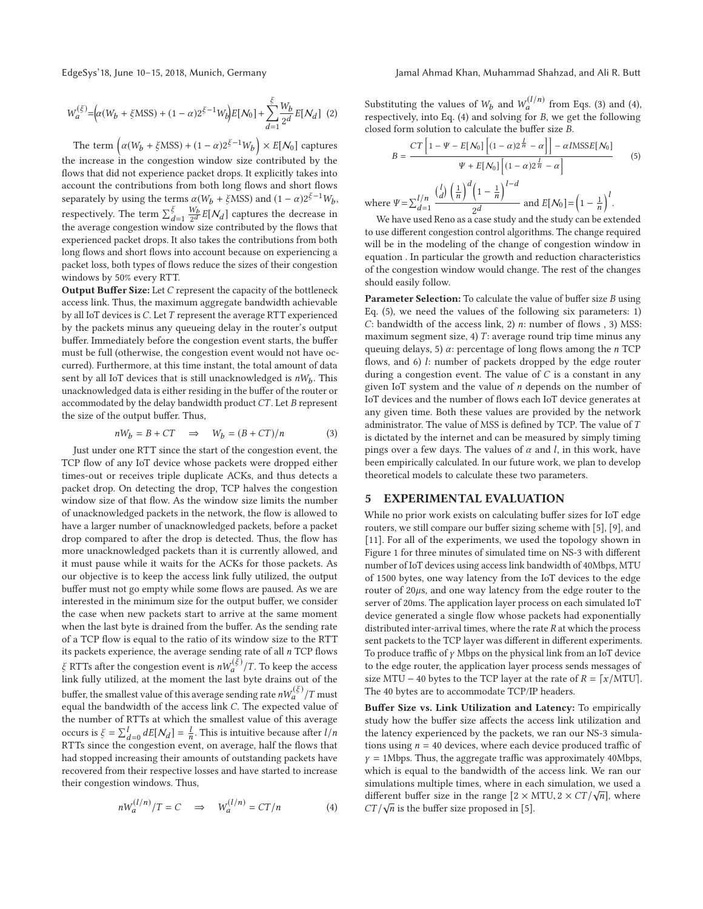$$W_a^{(\xi)}=\Big(\alpha(W_b+\xi\text{MSS})+(1-\alpha)2^{\xi-1}W_b\Big)E[\mathcal{N}_0]+\sum_{d=1}^{\xi}\frac{W_b}{2^d}E[\mathcal{N}_d] \quad (2)$$

The term $\left(\alpha(W_b+\xi\text{MSS})+(1-\alpha)2^{\xi-1}W_b\right)\times E[\mathcal{N}_0]$ captures the increase in the congestion window size contributed by the flows that did not experience packet drops. It explicitly takes into account the contributions from both long flows and short flows separately by using the terms $\alpha(W_b+\xi\text{MSS})$ and $(1-\alpha)2^{\xi-1}W_b$, respectively. The term $\sum_{d=1}^{\xi}\frac{W_b}{2^d}E[\mathcal{N}_d]$ captures the decrease in the average congestion window size contributed by the flows that experienced packet drops. It also takes the contributions from both long flows and short flows into account because on experiencing a packet loss, both types of flows reduce the sizes of their congestion windows by 50% every RTT.

**Output Buffer Size:** Let $C$ represent the capacity of the bottleneck access link. Thus, the maximum aggregate bandwidth achievable by all IoT devices is $C$. Let $T$ represent the average RTT experienced by the packets minus any queueing delay in the router's output buffer. Immediately before the congestion event starts, the buffer must be full (otherwise, the congestion event would not have occurred). Furthermore, at this time instant, the total amount of data sent by all IoT devices that is still unacknowledged is $nW_b$. This unacknowledged data is either residing in the buffer of the router or accommodated by the delay bandwidth product $CT$. Let $B$ represent the size of the output buffer. Thus,

$$nW_b = B + CT \quad \Rightarrow \quad W_b = (B+CT)/n \quad (3)$$

Just under one RTT since the start of the congestion event, the TCP flow of any IoT device whose packets were dropped either times-out or receives triple duplicate ACKs, and thus detects a packet drop. On detecting the drop, TCP halves the congestion window size of that flow. As the window size limits the number of unacknowledged packets in the network, the flow is allowed to have a larger number of unacknowledged packets, before a packet drop compared to after the drop is detected. Thus, the flow has more unacknowledged packets than it is currently allowed, and it must pause while it waits for the ACKs for those packets. As our objective is to keep the access link fully utilized, the output buffer must not go empty while some flows are paused. As we are interested in the minimum size for the output buffer, we consider the case when new packets start to arrive at the same moment when the last byte is drained from the buffer. As the sending rate of a TCP flow is equal to the ratio of its window size to the RTT its packets experience, the average sending rate of all $n$ TCP flows $\xi$ RTTs after the congestion event is $nW_a^{(\xi)}/T$. To keep the access link fully utilized, at the moment the last byte drains out of the buffer, the smallest value of this average sending rate $nW_a^{(\xi)}/T$ must equal the bandwidth of the access link $C$. The expected value of the number of RTTs at which the smallest value of this average occurs is $\xi=\sum_{d=0}^{l}dE[\mathcal{N}_d]=\frac{l}{n}$. This is intuitive because after $l/n$ RTTs since the congestion event, on average, half the flows that had stopped increasing their amounts of outstanding packets have recovered from their respective losses and have started to increase their congestion windows. Thus,

$$nW_a^{(l/n)}/T = C \quad \Rightarrow \quad W_a^{(l/n)} = CT/n \quad (4)$$

Substituting the values of $W_b$ and $W_a^{(l/n)}$ from Eqs. (3) and (4), respectively, into Eq. (4) and solving for $B$, we get the following closed form solution to calculate the buffer size $B$.

$$B=\frac{CT\left[1-\Psi-E[\mathcal{N}_0]\left[(1-\alpha)2^{\frac{l}{n}}-\alpha\right]\right]-\alpha l\text{MSS}E[\mathcal{N}_0]}{\Psi+E[\mathcal{N}_0]\left[(1-\alpha)2^{\frac{l}{n}}-\alpha\right]} \quad (5)$$

where $\Psi=\sum_{d=1}^{l/n}\frac{\binom{l}{d}\left(\frac{1}{n}\right)^d\left(1-\frac{1}{n}\right)^{l-d}}{2^d}$ and $E[\mathcal{N}_0]=\left(1-\frac{1}{n}\right)^l$.

We have used Reno as a case study and the study can be extended to use different congestion control algorithms. The change required will be in the modeling of the change of congestion window in equation . In particular the growth and reduction characteristics of the congestion window would change. The rest of the changes should easily follow.

**Parameter Selection:** To calculate the value of buffer size $B$ using Eq. (5), we need the values of the following six parameters: 1) $C$: bandwidth of the access link, 2) $n$: number of flows , 3) MSS: maximum segment size, 4) $T$: average round trip time minus any queuing delays, 5) $\alpha$: percentage of long flows among the $n$ TCP flows, and 6) $l$: number of packets dropped by the edge router during a congestion event. The value of $C$ is a constant in any given IoT system and the value of $n$ depends on the number of IoT devices and the number of flows each IoT device generates at any given time. Both these values are provided by the network administrator. The value of MSS is defined by TCP. The value of $T$ is dictated by the internet and can be measured by simply timing pings over a few days. The values of $\alpha$ and $l$, in this work, have been empirically calculated. In our future work, we plan to develop theoretical models to calculate these two parameters.

## 5 EXPERIMENTAL EVALUATION

While no prior work exists on calculating buffer sizes for IoT edge routers, we still compare our buffer sizing scheme with [5], [9], and [11]. For all of the experiments, we used the topology shown in Figure 1 for three minutes of simulated time on NS-3 with different number of IoT devices using access link bandwidth of 40Mbps, MTU of 1500 bytes, one way latency from the IoT devices to the edge router of 20$\mu$s, and one way latency from the edge router to the server of 20ms. The application layer process on each simulated IoT device generated a single flow whose packets had exponentially distributed inter-arrival times, where the rate $R$ at which the process sent packets to the TCP layer was different in different experiments. To produce traffic of $\gamma$ Mbps on the physical link from an IoT device to the edge router, the application layer process sends messages of size MTU − 40 bytes to the TCP layer at the rate of $R=\lceil x/\text{MTU}\rceil$. The 40 bytes are to accommodate TCP/IP headers.

**Buffer Size vs. Link Utilization and Latency:** To empirically study how the buffer size affects the access link utilization and the latency experienced by the packets, we ran our NS-3 simulations using $n=40$ devices, where each device produced traffic of $\gamma=1$Mbps. Thus, the aggregate traffic was approximately 40Mbps, which is equal to the bandwidth of the access link. We ran our simulations multiple times, where in each simulation, we used a different buffer size in the range $[2\times\text{MTU}, 2\times CT/\sqrt{n}]$, where $CT/\sqrt{n}$ is the buffer size proposed in [5].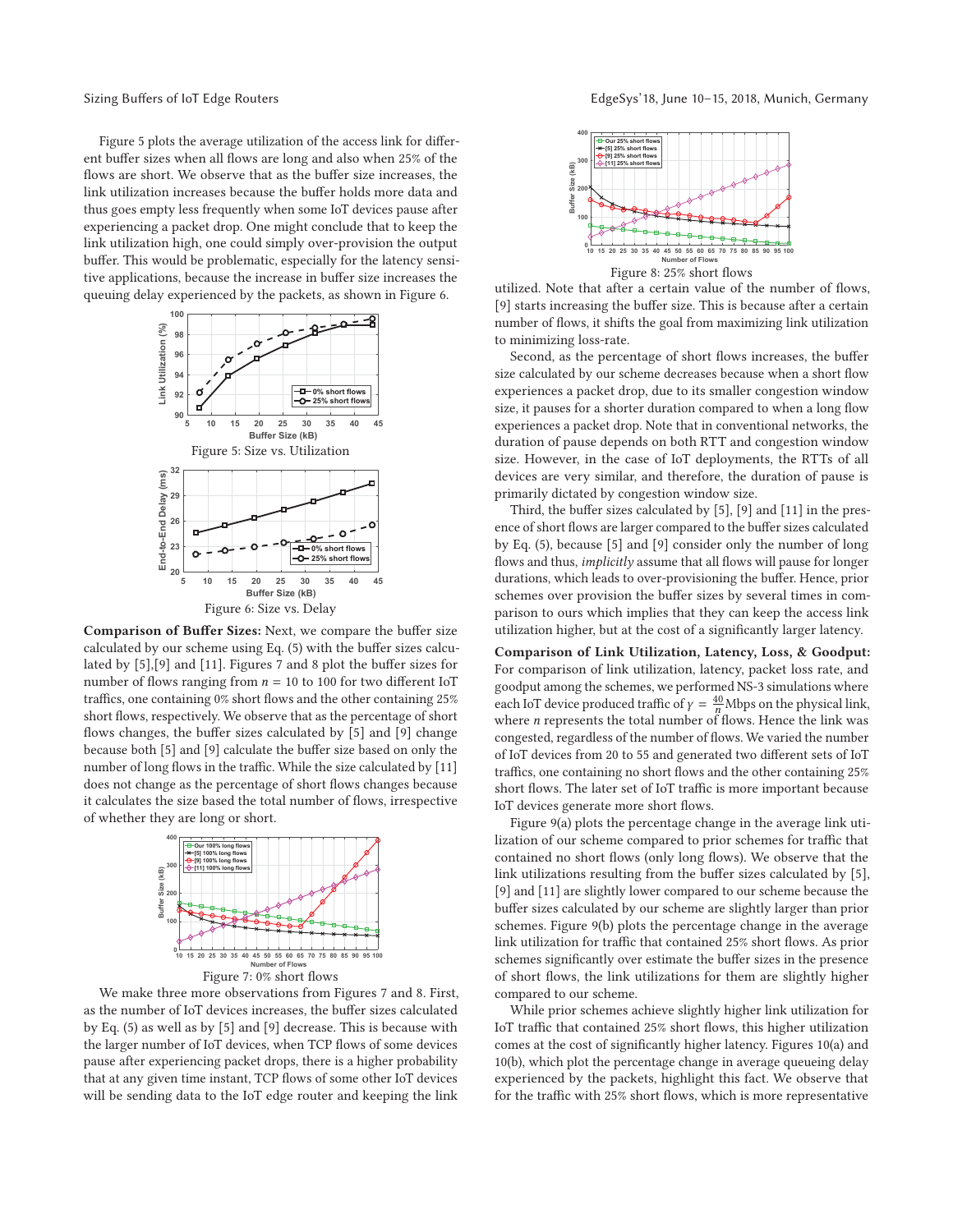Figure 5 plots the average utilization of the access link for different buffer sizes when all flows are long and also when 25% of the flows are short. We observe that as the buffer size increases, the link utilization increases because the buffer holds more data and thus goes empty less frequently when some IoT devices pause after experiencing a packet drop. One might conclude that to keep the link utilization high, one could simply over-provision the output buffer. This would be problematic, especially for the latency sensitive applications, because the increase in buffer size increases the queuing delay experienced by the packets, as shown in Figure 6.

Figure 5: Size vs. Utilization

Figure 6: Size vs. Delay

**Comparison of Buffer Sizes:** Next, we compare the buffer size calculated by our scheme using Eq. (5) with the buffer sizes calculated by [5],[9] and [11]. Figures 7 and 8 plot the buffer sizes for number of flows ranging from $n = 10$ to 100 for two different IoT traffics, one containing 0% short flows and the other containing 25% short flows, respectively. We observe that as the percentage of short flows changes, the buffer sizes calculated by [5] and [9] change because both [5] and [9] calculate the buffer size based on only the number of long flows in the traffic. While the size calculated by [11] does not change as the percentage of short flows changes because it calculates the size based the total number of flows, irrespective of whether they are long or short.

Figure 7: 0% short flows

We make three more observations from Figures 7 and 8. First, as the number of IoT devices increases, the buffer sizes calculated by Eq. (5) as well as by [5] and [9] decrease. This is because with the larger number of IoT devices, when TCP flows of some devices pause after experiencing packet drops, there is a higher probability that at any given time instant, TCP flows of some other IoT devices will be sending data to the IoT edge router and keeping the link utilized. Note that after a certain value of the number of flows, [9] starts increasing the buffer size. This is because after a certain number of flows, it shifts the goal from maximizing link utilization to minimizing loss-rate.

Figure 8: 25% short flows

Second, as the percentage of short flows increases, the buffer size calculated by our scheme decreases because when a short flow experiences a packet drop, due to its smaller congestion window size, it pauses for a shorter duration compared to when a long flow experiences a packet drop. Note that in conventional networks, the duration of pause depends on both RTT and congestion window size. However, in the case of IoT deployments, the RTTs of all devices are very similar, and therefore, the duration of pause is primarily dictated by congestion window size.

Third, the buffer sizes calculated by [5], [9] and [11] in the presence of short flows are larger compared to the buffer sizes calculated by Eq. (5), because [5] and [9] consider only the number of long flows and thus, *implicitly* assume that all flows will pause for longer durations, which leads to over-provisioning the buffer. Hence, prior schemes over provision the buffer sizes by several times in comparison to ours which implies that they can keep the access link utilization higher, but at the cost of a significantly larger latency.

**Comparison of Link Utilization, Latency, Loss, & Goodput:** For comparison of link utilization, latency, packet loss rate, and goodput among the schemes, we performed NS-3 simulations where each IoT device produced traffic of $\gamma = \frac{40}{n}$ Mbps on the physical link, where $n$ represents the total number of flows. Hence the link was congested, regardless of the number of flows. We varied the number of IoT devices from 20 to 55 and generated two different sets of IoT traffics, one containing no short flows and the other containing 25% short flows. The later set of IoT traffic is more important because IoT devices generate more short flows.

Figure 9(a) plots the percentage change in the average link utilization of our scheme compared to prior schemes for traffic that contained no short flows (only long flows). We observe that the link utilizations resulting from the buffer sizes calculated by [5], [9] and [11] are slightly lower compared to our scheme because the buffer sizes calculated by our scheme are slightly larger than prior schemes. Figure 9(b) plots the percentage change in the average link utilization for traffic that contained 25% short flows. As prior schemes significantly over estimate the buffer sizes in the presence of short flows, the link utilizations for them are slightly higher compared to our scheme.

While prior schemes achieve slightly higher link utilization for IoT traffic that contained 25% short flows, this higher utilization comes at the cost of significantly higher latency. Figures 10(a) and 10(b), which plot the percentage change in average queueing delay experienced by the packets, highlight this fact. We observe that for the traffic with 25% short flows, which is more representative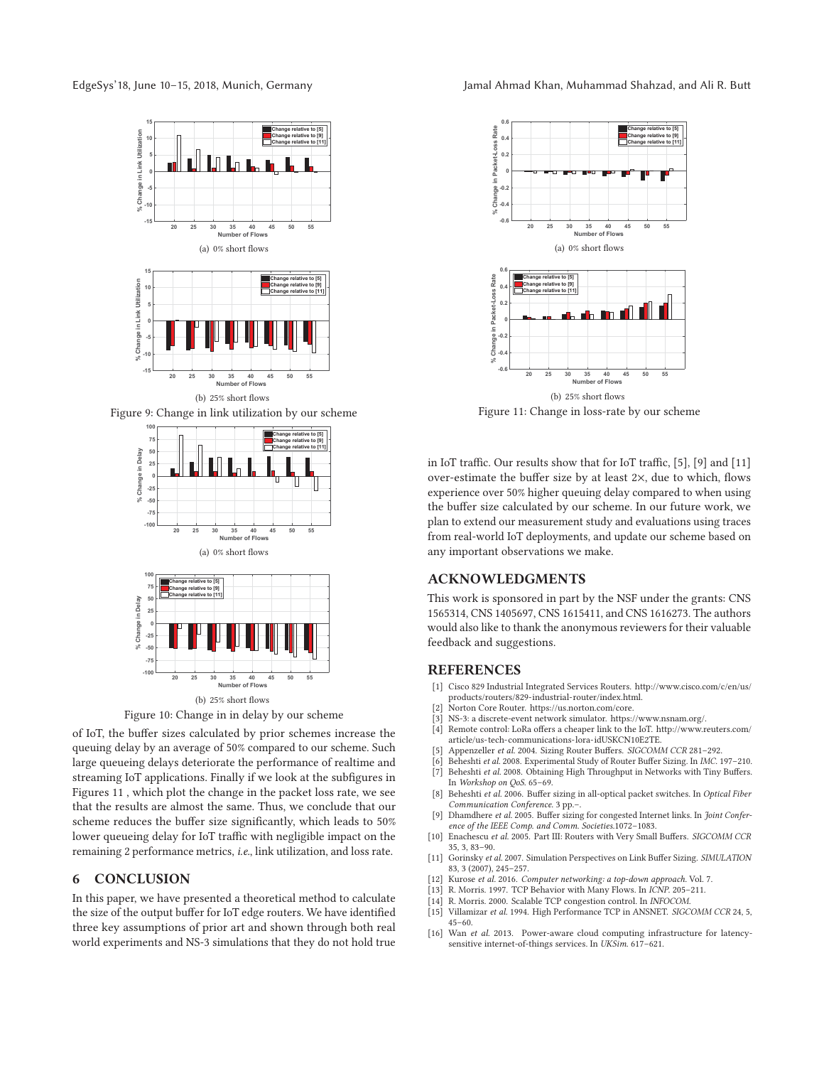15
10
5
0
-5
-10
-15

% Change in Link Utilization

20 25 30 35 40 45 50 55

Number of Flows

Change relative to [5]
Change relative to [9]
Change relative to [11]

(a) 0% short flows

15
10
5
0
-5
-10
-15

% Change in Link Utilization

20 25 30 35 40 45 50 55

Number of Flows

Change relative to [5]
Change relative to [9]
Change relative to [11]

(b) 25% short flows

Figure 9: Change in link utilization by our scheme

100
75
50
25
0
-25
-50
-75
-100

% Change in Delay

20 25 30 35 40 45 50 55

Number of Flows

Change relative to [5]
Change relative to [9]
Change relative to [11]

(a) 0% short flows

100
75
50
25
0
-25
-50
-75
-100

% Change in Delay

20 25 30 35 40 45 50 55

Number of Flows

Change relative to [5]
Change relative to [9]
Change relative to [11]

(b) 25% short flows

Figure 10: Change in in delay by our scheme

of IoT, the buffer sizes calculated by prior schemes increase the queuing delay by an average of 50% compared to our scheme. Such large queueing delays deteriorate the performance of realtime and streaming IoT applications. Finally if we look at the subfigures in Figures 11 , which plot the change in the packet loss rate, we see that the results are almost the same. Thus, we conclude that our scheme reduces the buffer size significantly, which leads to 50% lower queueing delay for IoT traffic with negligible impact on the remaining 2 performance metrics, *i.e.*, link utilization, and loss rate.

## 6 CONCLUSION

In this paper, we have presented a theoretical method to calculate the size of the output buffer for IoT edge routers. We have identified three key assumptions of prior art and shown through both real world experiments and NS-3 simulations that they do not hold true

0.6
0.4
0.2
0
-0.2
-0.4
-0.6

% Change in Packet-Loss Rate

20 25 30 35 40 45 50 55

Number of Flows

Change relative to [5]
Change relative to [9]
Change relative to [11]

(a) 0% short flows

0.6
0.4
0.2
0
-0.2
-0.4
-0.6

% Change in Packet-Loss Rate

20 25 30 35 40 45 50 55

Number of Flows

Change relative to [5]
Change relative to [9]
Change relative to [11]

(b) 25% short flows

Figure 11: Change in loss-rate by our scheme

in IoT traffic. Our results show that for IoT traffic, [5], [9] and [11] over-estimate the buffer size by at least 2×, due to which, flows experience over 50% higher queuing delay compared to when using the buffer size calculated by our scheme. In our future work, we plan to extend our measurement study and evaluations using traces from real-world IoT deployments, and update our scheme based on any important observations we make.

## ACKNOWLEDGMENTS

This work is sponsored in part by the NSF under the grants: CNS 1565314, CNS 1405697, CNS 1615411, and CNS 1616273. The authors would also like to thank the anonymous reviewers for their valuable feedback and suggestions.

## REFERENCES

- [1] Cisco 829 Industrial Integrated Services Routers. http://www.cisco.com/c/en/us/products/routers/829-industrial-router/index.html.
- [2] Norton Core Router. https://us.norton.com/core.
- [3] NS-3: a discrete-event network simulator. https://www.nsnam.org/.
- [4] Remote control: LoRa offers a cheaper link to the IoT. http://www.reuters.com/article/us-tech-communications-lora-idUSKCN10E2TE.
- [5] Appenzeller *et al.* 2004. Sizing Router Buffers. *SIGCOMM CCR* 281–292.
- [6] Beheshti *et al.* 2008. Experimental Study of Router Buffer Sizing. In *IMC*. 197–210.
- [7] Beheshti *et al.* 2008. Obtaining High Throughput in Networks with Tiny Buffers. In *Workshop on QoS*. 65–69.
- [8] Beheshti *et al.* 2006. Buffer sizing in all-optical packet switches. In *Optical Fiber Communication Conference*. 3 pp.–.
- [9] Dhamdhere *et al.* 2005. Buffer sizing for congested Internet links. In *Joint Conference of the IEEE Comp. and Comm. Societies*.1072–1083.
- [10] Enachescu *et al.* 2005. Part III: Routers with Very Small Buffers. *SIGCOMM CCR* 35, 3, 83–90.
- [11] Gorinsky *et al.* 2007. Simulation Perspectives on Link Buffer Sizing. *SIMULATION* 83, 3 (2007), 245–257.
- [12] Kurose *et al.* 2016. *Computer networking: a top-down approach*. Vol. 7.
- [13] R. Morris. 1997. TCP Behavior with Many Flows. In *ICNP*. 205–211.
- [14] R. Morris. 2000. Scalable TCP congestion control. In *INFOCOM*.
- [15] Villamizar *et al.* 1994. High Performance TCP in ANSNET. *SIGCOMM CCR* 24, 5, 45–60.
- [16] Wan *et al.* 2013. Power-aware cloud computing infrastructure for latency-sensitive internet-of-things services. In *UKSim*. 617–621.